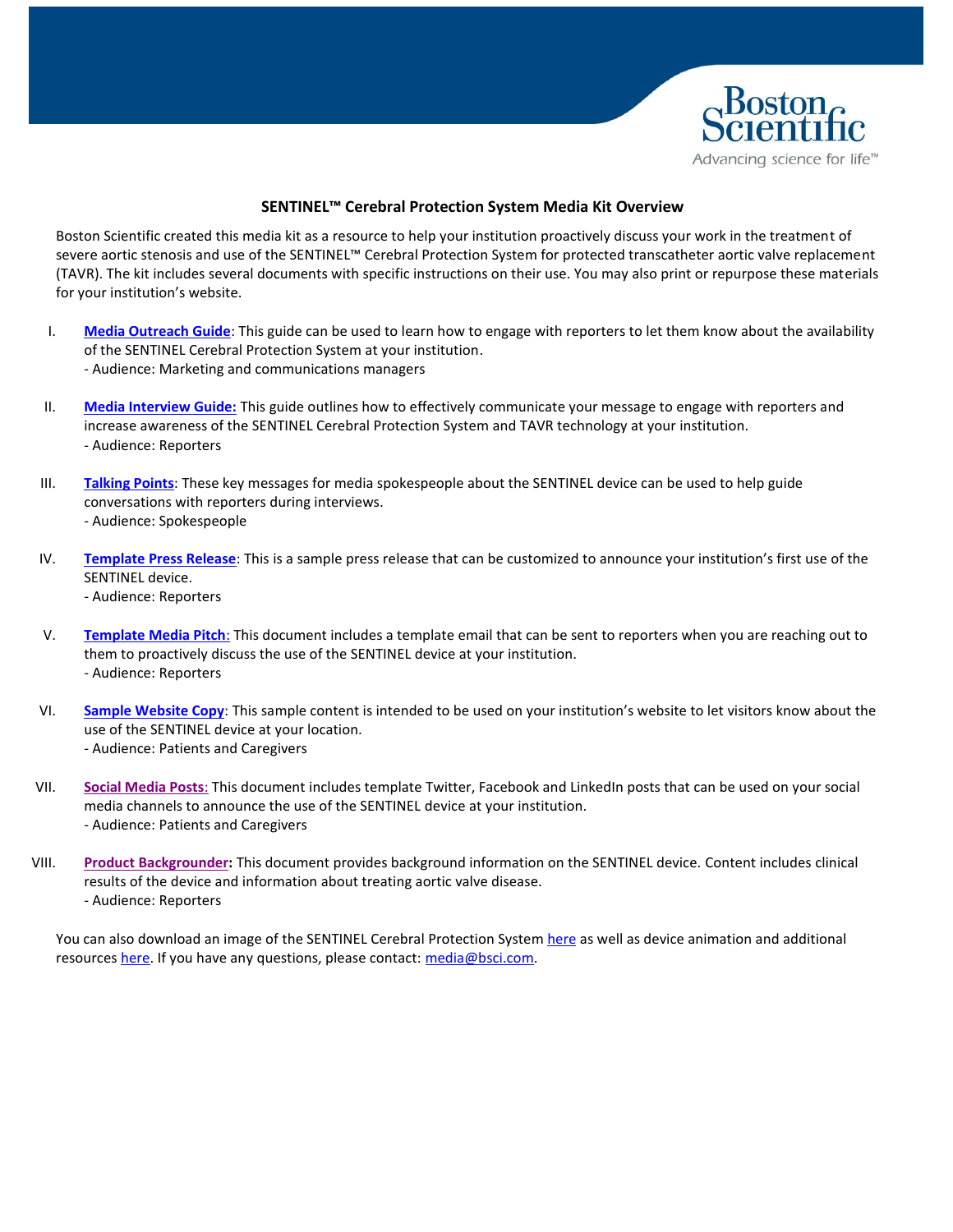Boston Scientific
Advancing science for life™

## SENTINEL™ Cerebral Protection System Media Kit Overview

Boston Scientific created this media kit as a resource to help your institution proactively discuss your work in the treatment of severe aortic stenosis and use of the SENTINEL™ Cerebral Protection System for protected transcatheter aortic valve replacement (TAVR). The kit includes several documents with specific instructions on their use. You may also print or repurpose these materials for your institution's website.

I. **Media Outreach Guide**: This guide can be used to learn how to engage with reporters to let them know about the availability of the SENTINEL Cerebral Protection System at your institution.
   - Audience: Marketing and communications managers

II. **Media Interview Guide:** This guide outlines how to effectively communicate your message to engage with reporters and increase awareness of the SENTINEL Cerebral Protection System and TAVR technology at your institution.
   - Audience: Reporters

III. **Talking Points**: These key messages for media spokespeople about the SENTINEL device can be used to help guide conversations with reporters during interviews.
   - Audience: Spokespeople

IV. **Template Press Release**: This is a sample press release that can be customized to announce your institution's first use of the SENTINEL device.
   - Audience: Reporters

V. **Template Media Pitch**: This document includes a template email that can be sent to reporters when you are reaching out to them to proactively discuss the use of the SENTINEL device at your institution.
   - Audience: Reporters

VI. **Sample Website Copy**: This sample content is intended to be used on your institution's website to let visitors know about the use of the SENTINEL device at your location.
   - Audience: Patients and Caregivers

VII. **Social Media Posts**: This document includes template Twitter, Facebook and LinkedIn posts that can be used on your social media channels to announce the use of the SENTINEL device at your institution.
   - Audience: Patients and Caregivers

VIII. **Product Backgrounder:** This document provides background information on the SENTINEL device. Content includes clinical results of the device and information about treating aortic valve disease.
   - Audience: Reporters

You can also download an image of the SENTINEL Cerebral Protection System here as well as device animation and additional resources here. If you have any questions, please contact: media@bsci.com.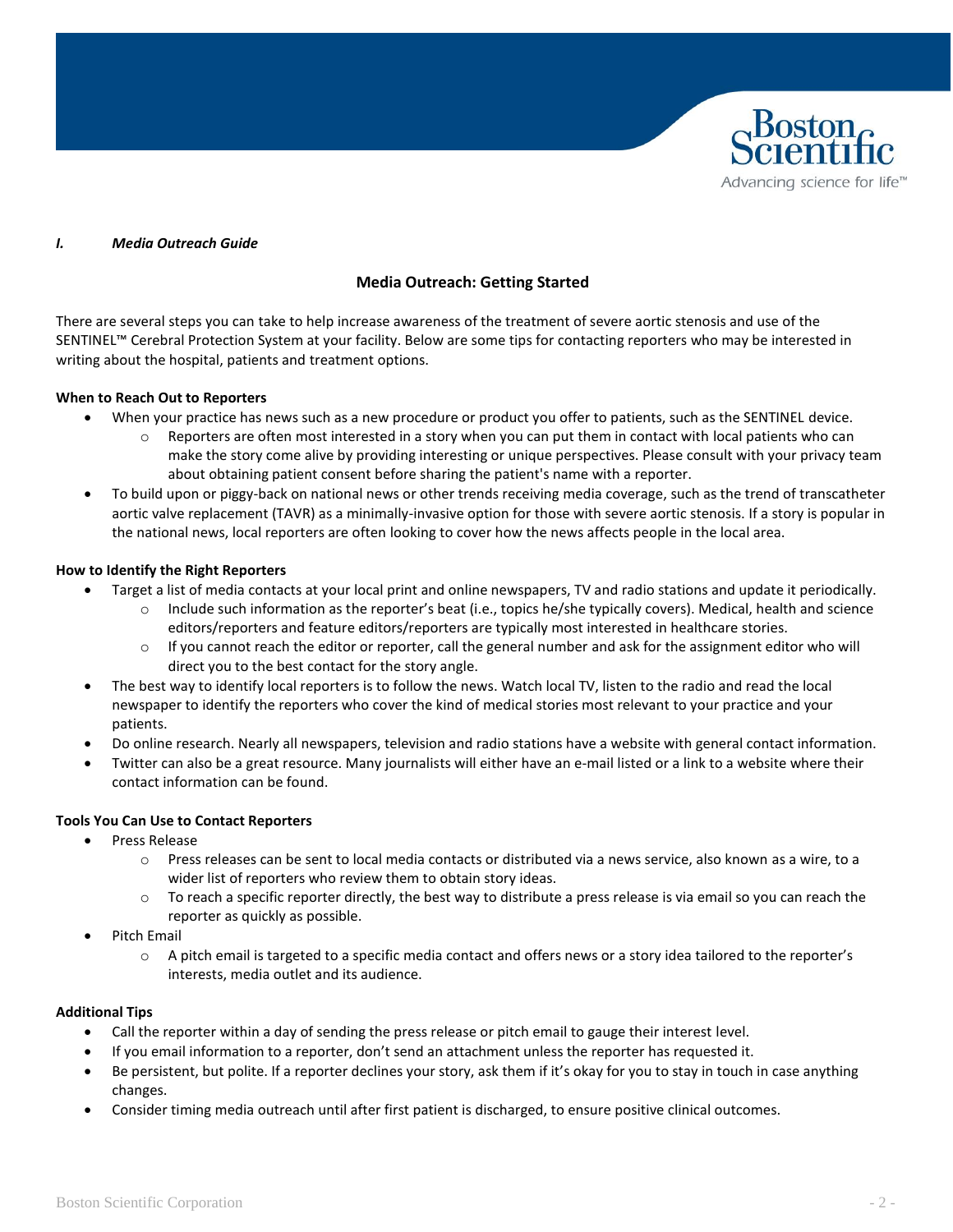***I. Media Outreach Guide***

## Media Outreach: Getting Started

There are several steps you can take to help increase awareness of the treatment of severe aortic stenosis and use of the SENTINEL™ Cerebral Protection System at your facility. Below are some tips for contacting reporters who may be interested in writing about the hospital, patients and treatment options.

**When to Reach Out to Reporters**

- When your practice has news such as a new procedure or product you offer to patients, such as the SENTINEL device.
  - Reporters are often most interested in a story when you can put them in contact with local patients who can make the story come alive by providing interesting or unique perspectives. Please consult with your privacy team about obtaining patient consent before sharing the patient's name with a reporter.
- To build upon or piggy-back on national news or other trends receiving media coverage, such as the trend of transcatheter aortic valve replacement (TAVR) as a minimally-invasive option for those with severe aortic stenosis. If a story is popular in the national news, local reporters are often looking to cover how the news affects people in the local area.

**How to Identify the Right Reporters**

- Target a list of media contacts at your local print and online newspapers, TV and radio stations and update it periodically.
  - Include such information as the reporter's beat (i.e., topics he/she typically covers). Medical, health and science editors/reporters and feature editors/reporters are typically most interested in healthcare stories.
  - If you cannot reach the editor or reporter, call the general number and ask for the assignment editor who will direct you to the best contact for the story angle.
- The best way to identify local reporters is to follow the news. Watch local TV, listen to the radio and read the local newspaper to identify the reporters who cover the kind of medical stories most relevant to your practice and your patients.
- Do online research. Nearly all newspapers, television and radio stations have a website with general contact information.
- Twitter can also be a great resource. Many journalists will either have an e-mail listed or a link to a website where their contact information can be found.

**Tools You Can Use to Contact Reporters**

- Press Release
  - Press releases can be sent to local media contacts or distributed via a news service, also known as a wire, to a wider list of reporters who review them to obtain story ideas.
  - To reach a specific reporter directly, the best way to distribute a press release is via email so you can reach the reporter as quickly as possible.
- Pitch Email
  - A pitch email is targeted to a specific media contact and offers news or a story idea tailored to the reporter's interests, media outlet and its audience.

**Additional Tips**

- Call the reporter within a day of sending the press release or pitch email to gauge their interest level.
- If you email information to a reporter, don't send an attachment unless the reporter has requested it.
- Be persistent, but polite. If a reporter declines your story, ask them if it's okay for you to stay in touch in case anything changes.
- Consider timing media outreach until after first patient is discharged, to ensure positive clinical outcomes.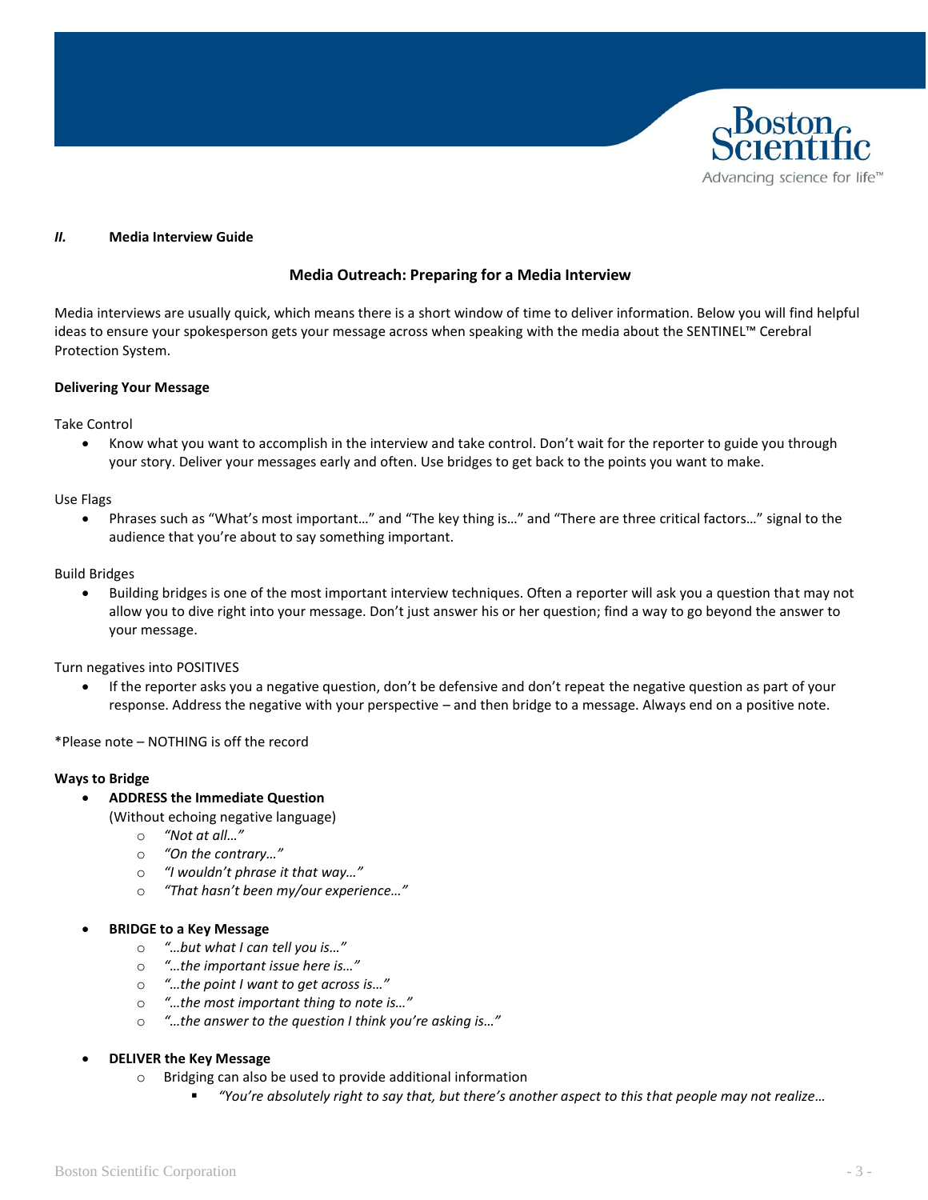## *II.* Media Interview Guide

### Media Outreach: Preparing for a Media Interview

Media interviews are usually quick, which means there is a short window of time to deliver information. Below you will find helpful ideas to ensure your spokesperson gets your message across when speaking with the media about the SENTINEL™ Cerebral Protection System.

**Delivering Your Message**

Take Control

- Know what you want to accomplish in the interview and take control. Don't wait for the reporter to guide you through your story. Deliver your messages early and often. Use bridges to get back to the points you want to make.

Use Flags

- Phrases such as "What's most important…" and "The key thing is…" and "There are three critical factors…" signal to the audience that you're about to say something important.

Build Bridges

- Building bridges is one of the most important interview techniques. Often a reporter will ask you a question that may not allow you to dive right into your message. Don't just answer his or her question; find a way to go beyond the answer to your message.

Turn negatives into POSITIVES

- If the reporter asks you a negative question, don't be defensive and don't repeat the negative question as part of your response. Address the negative with your perspective – and then bridge to a message. Always end on a positive note.

*Please note – NOTHING is off the record

**Ways to Bridge**

- **ADDRESS the Immediate Question**
  (Without echoing negative language)
  - *"Not at all…"*
  - *"On the contrary…"*
  - *"I wouldn't phrase it that way…"*
  - *"That hasn't been my/our experience…"*

- **BRIDGE to a Key Message**
  - *"…but what I can tell you is…"*
  - *"…the important issue here is…"*
  - *"…the point I want to get across is…"*
  - *"…the most important thing to note is…"*
  - *"…the answer to the question I think you're asking is…"*

- **DELIVER the Key Message**
  - Bridging can also be used to provide additional information
    - *"You're absolutely right to say that, but there's another aspect to this that people may not realize…*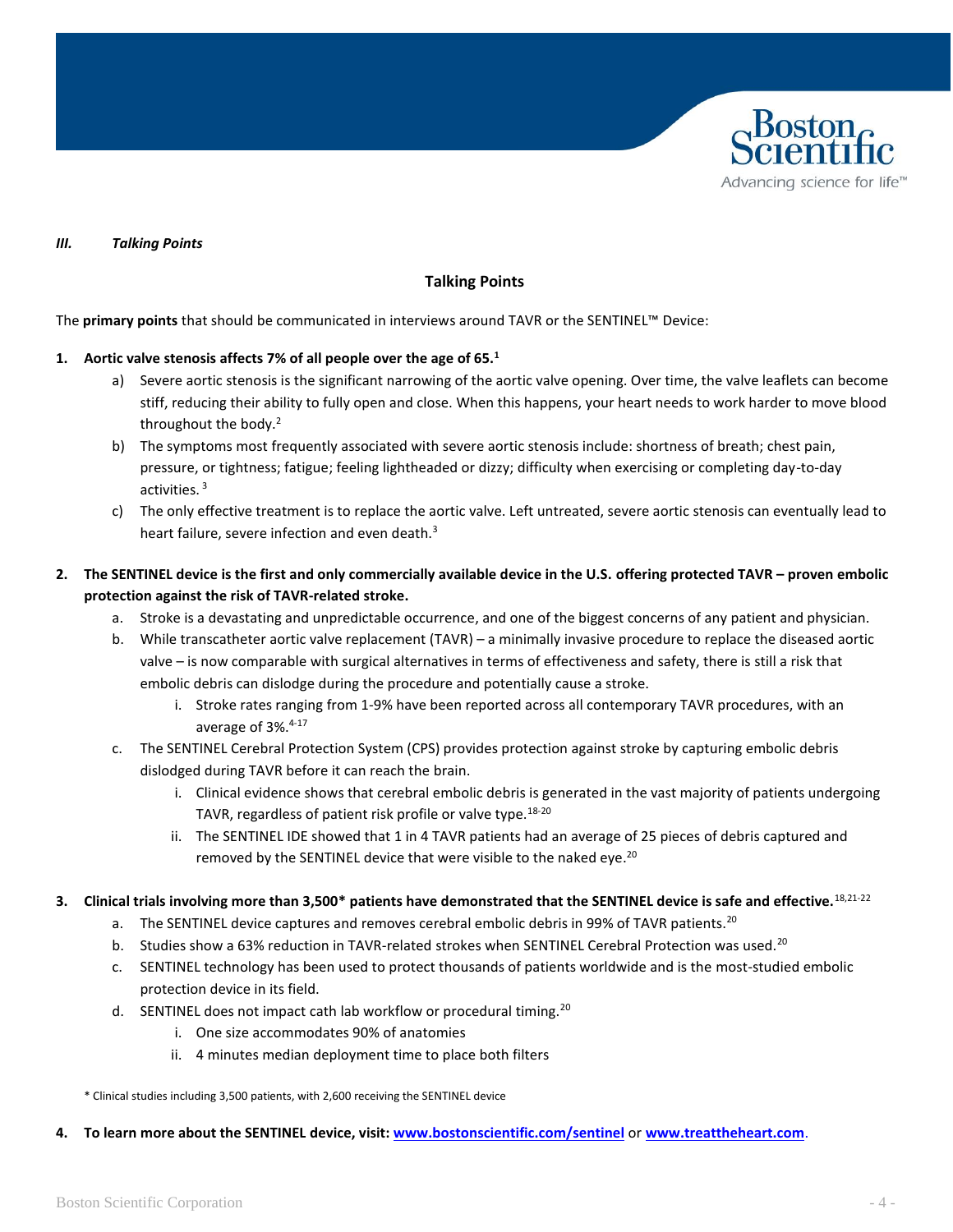***III. Talking Points***

## Talking Points

The **primary points** that should be communicated in interviews around TAVR or the SENTINEL™ Device:

1. **Aortic valve stenosis affects 7% of all people over the age of 65.[1]**
   a) Severe aortic stenosis is the significant narrowing of the aortic valve opening. Over time, the valve leaflets can become stiff, reducing their ability to fully open and close. When this happens, your heart needs to work harder to move blood throughout the body.[2]
   b) The symptoms most frequently associated with severe aortic stenosis include: shortness of breath; chest pain, pressure, or tightness; fatigue; feeling lightheaded or dizzy; difficulty when exercising or completing day-to-day activities.[3]
   c) The only effective treatment is to replace the aortic valve. Left untreated, severe aortic stenosis can eventually lead to heart failure, severe infection and even death.[3]

2. **The SENTINEL device is the first and only commercially available device in the U.S. offering protected TAVR – proven embolic protection against the risk of TAVR-related stroke.**
   a. Stroke is a devastating and unpredictable occurrence, and one of the biggest concerns of any patient and physician.
   b. While transcatheter aortic valve replacement (TAVR) – a minimally invasive procedure to replace the diseased aortic valve – is now comparable with surgical alternatives in terms of effectiveness and safety, there is still a risk that embolic debris can dislodge during the procedure and potentially cause a stroke.
      i. Stroke rates ranging from 1-9% have been reported across all contemporary TAVR procedures, with an average of 3%.[4-17]
   c. The SENTINEL Cerebral Protection System (CPS) provides protection against stroke by capturing embolic debris dislodged during TAVR before it can reach the brain.
      i. Clinical evidence shows that cerebral embolic debris is generated in the vast majority of patients undergoing TAVR, regardless of patient risk profile or valve type.[18-20]
      ii. The SENTINEL IDE showed that 1 in 4 TAVR patients had an average of 25 pieces of debris captured and removed by the SENTINEL device that were visible to the naked eye.[20]

3. **Clinical trials involving more than 3,500* patients have demonstrated that the SENTINEL device is safe and effective.[18,21-22]**
   a. The SENTINEL device captures and removes cerebral embolic debris in 99% of TAVR patients.[20]
   b. Studies show a 63% reduction in TAVR-related strokes when SENTINEL Cerebral Protection was used.[20]
   c. SENTINEL technology has been used to protect thousands of patients worldwide and is the most-studied embolic protection device in its field.
   d. SENTINEL does not impact cath lab workflow or procedural timing.[20]
      i. One size accommodates 90% of anatomies
      ii. 4 minutes median deployment time to place both filters

\* Clinical studies including 3,500 patients, with 2,600 receiving the SENTINEL device

4. **To learn more about the SENTINEL device, visit: www.bostonscientific.com/sentinel** or **www.treattheheart.com**.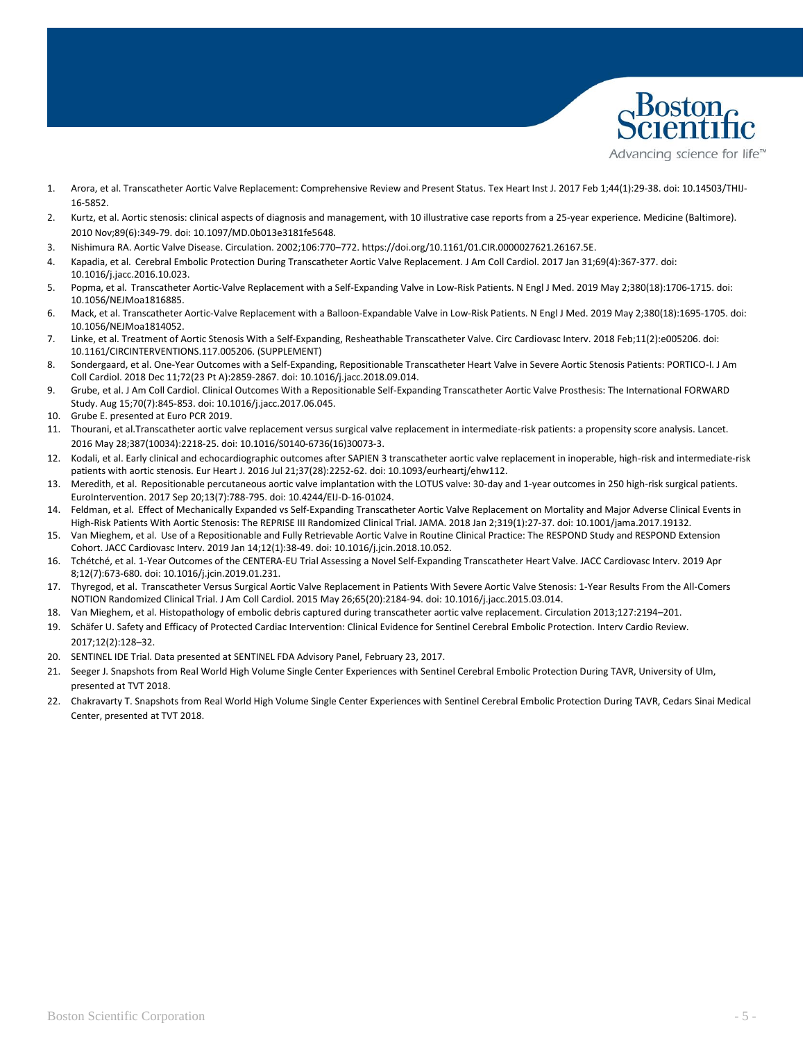1. Arora, et al. Transcatheter Aortic Valve Replacement: Comprehensive Review and Present Status. Tex Heart Inst J. 2017 Feb 1;44(1):29-38. doi: 10.14503/THIJ-16-5852.
2. Kurtz, et al. Aortic stenosis: clinical aspects of diagnosis and management, with 10 illustrative case reports from a 25-year experience. Medicine (Baltimore). 2010 Nov;89(6):349-79. doi: 10.1097/MD.0b013e3181fe5648.
3. Nishimura RA. Aortic Valve Disease. Circulation. 2002;106:770–772. https://doi.org/10.1161/01.CIR.0000027621.26167.5E.
4. Kapadia, et al. Cerebral Embolic Protection During Transcatheter Aortic Valve Replacement. J Am Coll Cardiol. 2017 Jan 31;69(4):367-377. doi: 10.1016/j.jacc.2016.10.023.
5. Popma, et al. Transcatheter Aortic-Valve Replacement with a Self-Expanding Valve in Low-Risk Patients. N Engl J Med. 2019 May 2;380(18):1706-1715. doi: 10.1056/NEJMoa1816885.
6. Mack, et al. Transcatheter Aortic-Valve Replacement with a Balloon-Expandable Valve in Low-Risk Patients. N Engl J Med. 2019 May 2;380(18):1695-1705. doi: 10.1056/NEJMoa1814052.
7. Linke, et al. Treatment of Aortic Stenosis With a Self-Expanding, Resheathable Transcatheter Valve. Circ Cardiovasc Interv. 2018 Feb;11(2):e005206. doi: 10.1161/CIRCINTERVENTIONS.117.005206. (SUPPLEMENT)
8. Sondergaard, et al. One-Year Outcomes with a Self-Expanding, Repositionable Transcatheter Heart Valve in Severe Aortic Stenosis Patients: PORTICO-I. J Am Coll Cardiol. 2018 Dec 11;72(23 Pt A):2859-2867. doi: 10.1016/j.jacc.2018.09.014.
9. Grube, et al. J Am Coll Cardiol. Clinical Outcomes With a Repositionable Self-Expanding Transcatheter Aortic Valve Prosthesis: The International FORWARD Study. Aug 15;70(7):845-853. doi: 10.1016/j.jacc.2017.06.045.
10. Grube E. presented at Euro PCR 2019.
11. Thourani, et al.Transcatheter aortic valve replacement versus surgical valve replacement in intermediate-risk patients: a propensity score analysis. Lancet. 2016 May 28;387(10034):2218-25. doi: 10.1016/S0140-6736(16)30073-3.
12. Kodali, et al. Early clinical and echocardiographic outcomes after SAPIEN 3 transcatheter aortic valve replacement in inoperable, high-risk and intermediate-risk patients with aortic stenosis. Eur Heart J. 2016 Jul 21;37(28):2252-62. doi: 10.1093/eurheartj/ehw112.
13. Meredith, et al. Repositionable percutaneous aortic valve implantation with the LOTUS valve: 30-day and 1-year outcomes in 250 high-risk surgical patients. EuroIntervention. 2017 Sep 20;13(7):788-795. doi: 10.4244/EIJ-D-16-01024.
14. Feldman, et al. Effect of Mechanically Expanded vs Self-Expanding Transcatheter Aortic Valve Replacement on Mortality and Major Adverse Clinical Events in High-Risk Patients With Aortic Stenosis: The REPRISE III Randomized Clinical Trial. JAMA. 2018 Jan 2;319(1):27-37. doi: 10.1001/jama.2017.19132.
15. Van Mieghem, et al. Use of a Repositionable and Fully Retrievable Aortic Valve in Routine Clinical Practice: The RESPOND Study and RESPOND Extension Cohort. JACC Cardiovasc Interv. 2019 Jan 14;12(1):38-49. doi: 10.1016/j.jcin.2018.10.052.
16. Tchétché, et al. 1-Year Outcomes of the CENTERA-EU Trial Assessing a Novel Self-Expanding Transcatheter Heart Valve. JACC Cardiovasc Interv. 2019 Apr 8;12(7):673-680. doi: 10.1016/j.jcin.2019.01.231.
17. Thyregod, et al. Transcatheter Versus Surgical Aortic Valve Replacement in Patients With Severe Aortic Valve Stenosis: 1-Year Results From the All-Comers NOTION Randomized Clinical Trial. J Am Coll Cardiol. 2015 May 26;65(20):2184-94. doi: 10.1016/j.jacc.2015.03.014.
18. Van Mieghem, et al. Histopathology of embolic debris captured during transcatheter aortic valve replacement. Circulation 2013;127:2194–201.
19. Schäfer U. Safety and Efficacy of Protected Cardiac Intervention: Clinical Evidence for Sentinel Cerebral Embolic Protection. Interv Cardio Review. 2017;12(2):128–32.
20. SENTINEL IDE Trial. Data presented at SENTINEL FDA Advisory Panel, February 23, 2017.
21. Seeger J. Snapshots from Real World High Volume Single Center Experiences with Sentinel Cerebral Embolic Protection During TAVR, University of Ulm, presented at TVT 2018.
22. Chakravarty T. Snapshots from Real World High Volume Single Center Experiences with Sentinel Cerebral Embolic Protection During TAVR, Cedars Sinai Medical Center, presented at TVT 2018.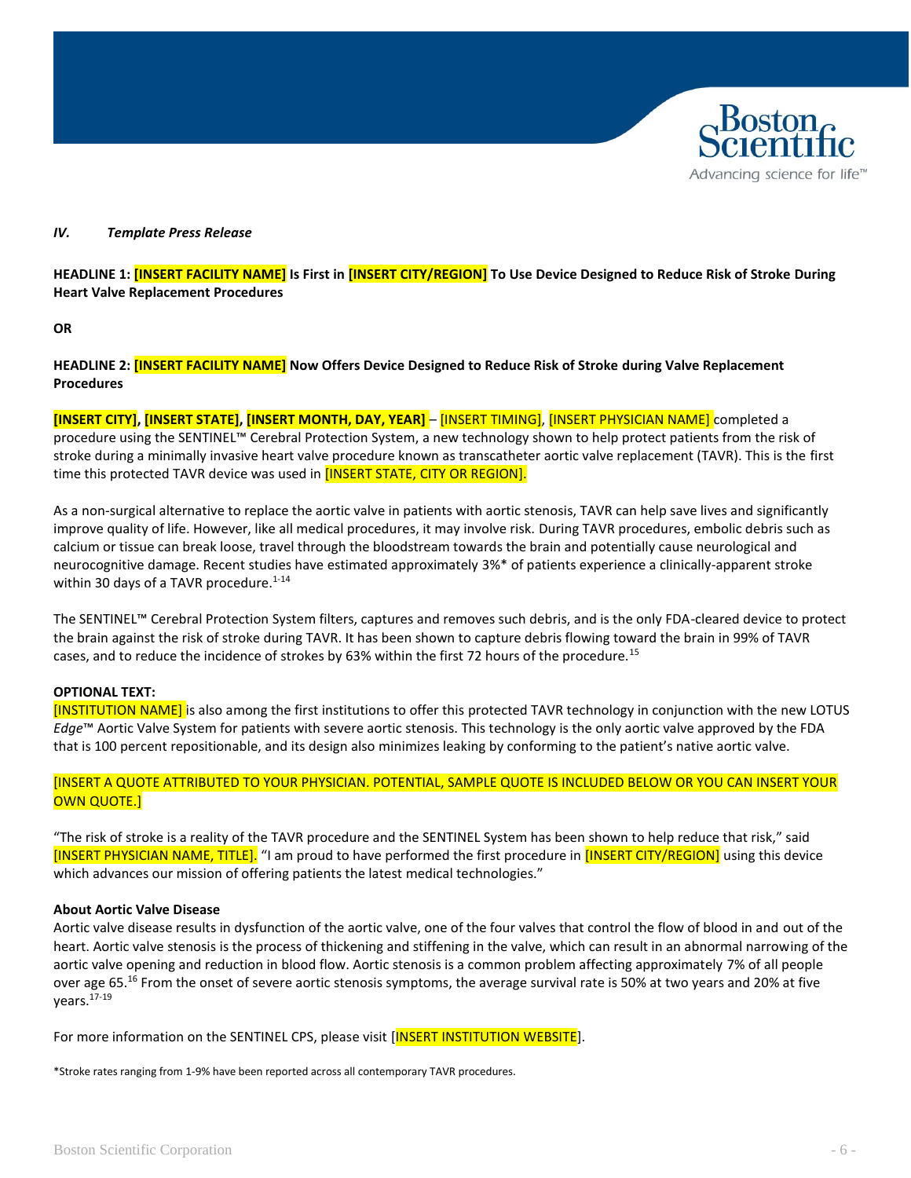### *IV. Template Press Release*

**HEADLINE 1: [INSERT FACILITY NAME] Is First in [INSERT CITY/REGION] To Use Device Designed to Reduce Risk of Stroke During Heart Valve Replacement Procedures**

**OR**

**HEADLINE 2: [INSERT FACILITY NAME] Now Offers Device Designed to Reduce Risk of Stroke during Valve Replacement Procedures**

**[INSERT CITY], [INSERT STATE], [INSERT MONTH, DAY, YEAR]** – [INSERT TIMING], [INSERT PHYSICIAN NAME] completed a procedure using the SENTINEL™ Cerebral Protection System, a new technology shown to help protect patients from the risk of stroke during a minimally invasive heart valve procedure known as transcatheter aortic valve replacement (TAVR). This is the first time this protected TAVR device was used in [INSERT STATE, CITY OR REGION].

As a non-surgical alternative to replace the aortic valve in patients with aortic stenosis, TAVR can help save lives and significantly improve quality of life. However, like all medical procedures, it may involve risk. During TAVR procedures, embolic debris such as calcium or tissue can break loose, travel through the bloodstream towards the brain and potentially cause neurological and neurocognitive damage. Recent studies have estimated approximately 3%* of patients experience a clinically-apparent stroke within 30 days of a TAVR procedure.[1-14]

The SENTINEL™ Cerebral Protection System filters, captures and removes such debris, and is the only FDA-cleared device to protect the brain against the risk of stroke during TAVR. It has been shown to capture debris flowing toward the brain in 99% of TAVR cases, and to reduce the incidence of strokes by 63% within the first 72 hours of the procedure.[15]

**OPTIONAL TEXT:**
[INSTITUTION NAME] is also among the first institutions to offer this protected TAVR technology in conjunction with the new LOTUS *Edge*™ Aortic Valve System for patients with severe aortic stenosis. This technology is the only aortic valve approved by the FDA that is 100 percent repositionable, and its design also minimizes leaking by conforming to the patient's native aortic valve.

[INSERT A QUOTE ATTRIBUTED TO YOUR PHYSICIAN. POTENTIAL, SAMPLE QUOTE IS INCLUDED BELOW OR YOU CAN INSERT YOUR OWN QUOTE.]

"The risk of stroke is a reality of the TAVR procedure and the SENTINEL System has been shown to help reduce that risk," said [INSERT PHYSICIAN NAME, TITLE]. "I am proud to have performed the first procedure in [INSERT CITY/REGION] using this device which advances our mission of offering patients the latest medical technologies."

**About Aortic Valve Disease**
Aortic valve disease results in dysfunction of the aortic valve, one of the four valves that control the flow of blood in and out of the heart. Aortic valve stenosis is the process of thickening and stiffening in the valve, which can result in an abnormal narrowing of the aortic valve opening and reduction in blood flow. Aortic stenosis is a common problem affecting approximately 7% of all people over age 65.[16] From the onset of severe aortic stenosis symptoms, the average survival rate is 50% at two years and 20% at five years.[17-19]

For more information on the SENTINEL CPS, please visit [INSERT INSTITUTION WEBSITE].

*Stroke rates ranging from 1-9% have been reported across all contemporary TAVR procedures.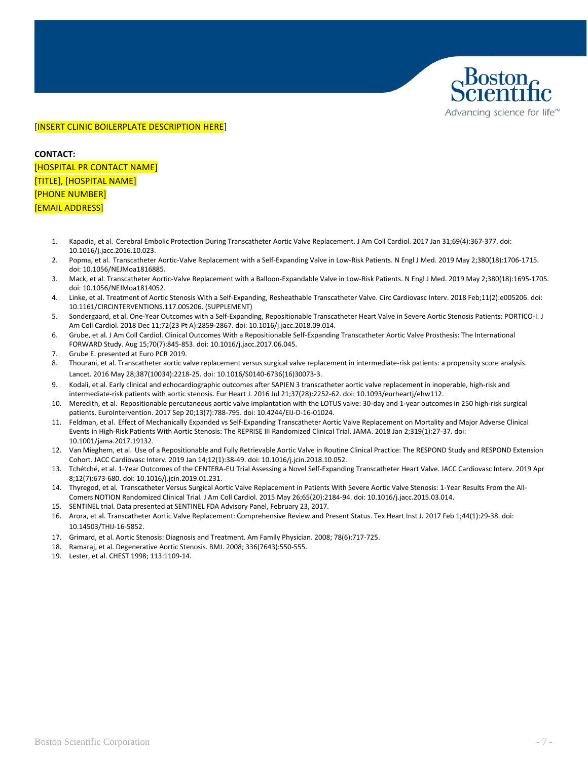[INSERT CLINIC BOILERPLATE DESCRIPTION HERE]

**CONTACT:**
[HOSPITAL PR CONTACT NAME]
[TITLE], [HOSPITAL NAME]
[PHONE NUMBER]
[EMAIL ADDRESS]

1. Kapadia, et al. Cerebral Embolic Protection During Transcatheter Aortic Valve Replacement. J Am Coll Cardiol. 2017 Jan 31;69(4):367-377. doi: 10.1016/j.jacc.2016.10.023.
2. Popma, et al. Transcatheter Aortic-Valve Replacement with a Self-Expanding Valve in Low-Risk Patients. N Engl J Med. 2019 May 2;380(18):1706-1715. doi: 10.1056/NEJMoa1816885.
3. Mack, et al. Transcatheter Aortic-Valve Replacement with a Balloon-Expandable Valve in Low-Risk Patients. N Engl J Med. 2019 May 2;380(18):1695-1705. doi: 10.1056/NEJMoa1814052.
4. Linke, et al. Treatment of Aortic Stenosis With a Self-Expanding, Resheathable Transcatheter Valve. Circ Cardiovasc Interv. 2018 Feb;11(2):e005206. doi: 10.1161/CIRCINTERVENTIONS.117.005206. (SUPPLEMENT)
5. Sondergaard, et al. One-Year Outcomes with a Self-Expanding, Repositionable Transcatheter Heart Valve in Severe Aortic Stenosis Patients: PORTICO-I. J Am Coll Cardiol. 2018 Dec 11;72(23 Pt A):2859-2867. doi: 10.1016/j.jacc.2018.09.014.
6. Grube, et al. J Am Coll Cardiol. Clinical Outcomes With a Repositionable Self-Expanding Transcatheter Aortic Valve Prosthesis: The International FORWARD Study. Aug 15;70(7):845-853. doi: 10.1016/j.jacc.2017.06.045.
7. Grube E. presented at Euro PCR 2019.
8. Thourani, et al. Transcatheter aortic valve replacement versus surgical valve replacement in intermediate-risk patients: a propensity score analysis. Lancet. 2016 May 28;387(10034):2218-25. doi: 10.1016/S0140-6736(16)30073-3.
9. Kodali, et al. Early clinical and echocardiographic outcomes after SAPIEN 3 transcatheter aortic valve replacement in inoperable, high-risk and intermediate-risk patients with aortic stenosis. Eur Heart J. 2016 Jul 21;37(28):2252-62. doi: 10.1093/eurheartj/ehw112.
10. Meredith, et al. Repositionable percutaneous aortic valve implantation with the LOTUS valve: 30-day and 1-year outcomes in 250 high-risk surgical patients. EuroIntervention. 2017 Sep 20;13(7):788-795. doi: 10.4244/EIJ-D-16-01024.
11. Feldman, et al. Effect of Mechanically Expanded vs Self-Expanding Transcatheter Aortic Valve Replacement on Mortality and Major Adverse Clinical Events in High-Risk Patients With Aortic Stenosis: The REPRISE III Randomized Clinical Trial. JAMA. 2018 Jan 2;319(1):27-37. doi: 10.1001/jama.2017.19132.
12. Van Mieghem, et al. Use of a Repositionable and Fully Retrievable Aortic Valve in Routine Clinical Practice: The RESPOND Study and RESPOND Extension Cohort. JACC Cardiovasc Interv. 2019 Jan 14;12(1):38-49. doi: 10.1016/j.jcin.2018.10.052.
13. Tchétché, et al. 1-Year Outcomes of the CENTERA-EU Trial Assessing a Novel Self-Expanding Transcatheter Heart Valve. JACC Cardiovasc Interv. 2019 Apr 8;12(7):673-680. doi: 10.1016/j.jcin.2019.01.231.
14. Thyregod, et al. Transcatheter Versus Surgical Aortic Valve Replacement in Patients With Severe Aortic Valve Stenosis: 1-Year Results From the All-Comers NOTION Randomized Clinical Trial. J Am Coll Cardiol. 2015 May 26;65(20):2184-94. doi: 10.1016/j.jacc.2015.03.014.
15. SENTINEL trial. Data presented at SENTINEL FDA Advisory Panel, February 23, 2017.
16. Arora, et al. Transcatheter Aortic Valve Replacement: Comprehensive Review and Present Status. Tex Heart Inst J. 2017 Feb 1;44(1):29-38. doi: 10.14503/THIJ-16-5852.
17. Grimard, et al. Aortic Stenosis: Diagnosis and Treatment. Am Family Physician. 2008; 78(6):717-725.
18. Ramaraj, et al. Degenerative Aortic Stenosis. BMJ. 2008; 336(7643):550-555.
19. Lester, et al. CHEST 1998; 113:1109-14.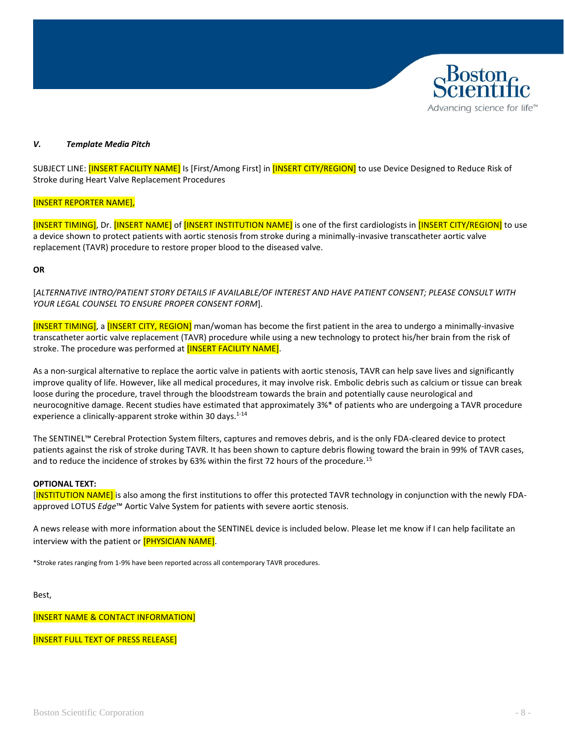### *V. Template Media Pitch*

SUBJECT LINE: [INSERT FACILITY NAME] Is [First/Among First] in [INSERT CITY/REGION] to use Device Designed to Reduce Risk of Stroke during Heart Valve Replacement Procedures

[INSERT REPORTER NAME],

[INSERT TIMING], Dr. [INSERT NAME] of [INSERT INSTITUTION NAME] is one of the first cardiologists in [INSERT CITY/REGION] to use a device shown to protect patients with aortic stenosis from stroke during a minimally-invasive transcatheter aortic valve replacement (TAVR) procedure to restore proper blood to the diseased valve.

**OR**

[*ALTERNATIVE INTRO/PATIENT STORY DETAILS IF AVAILABLE/OF INTEREST AND HAVE PATIENT CONSENT; PLEASE CONSULT WITH YOUR LEGAL COUNSEL TO ENSURE PROPER CONSENT FORM*].

[INSERT TIMING], a [INSERT CITY, REGION] man/woman has become the first patient in the area to undergo a minimally-invasive transcatheter aortic valve replacement (TAVR) procedure while using a new technology to protect his/her brain from the risk of stroke. The procedure was performed at [INSERT FACILITY NAME].

As a non-surgical alternative to replace the aortic valve in patients with aortic stenosis, TAVR can help save lives and significantly improve quality of life. However, like all medical procedures, it may involve risk. Embolic debris such as calcium or tissue can break loose during the procedure, travel through the bloodstream towards the brain and potentially cause neurological and neurocognitive damage. Recent studies have estimated that approximately 3%* of patients who are undergoing a TAVR procedure experience a clinically-apparent stroke within 30 days.[1-14]

The SENTINEL™ Cerebral Protection System filters, captures and removes debris, and is the only FDA-cleared device to protect patients against the risk of stroke during TAVR. It has been shown to capture debris flowing toward the brain in 99% of TAVR cases, and to reduce the incidence of strokes by 63% within the first 72 hours of the procedure.[15]

**OPTIONAL TEXT:**
[INSTITUTION NAME] is also among the first institutions to offer this protected TAVR technology in conjunction with the newly FDA-approved LOTUS *Edge*™ Aortic Valve System for patients with severe aortic stenosis.

A news release with more information about the SENTINEL device is included below. Please let me know if I can help facilitate an interview with the patient or [PHYSICIAN NAME].

*Stroke rates ranging from 1-9% have been reported across all contemporary TAVR procedures.

Best,

[INSERT NAME & CONTACT INFORMATION]

[INSERT FULL TEXT OF PRESS RELEASE]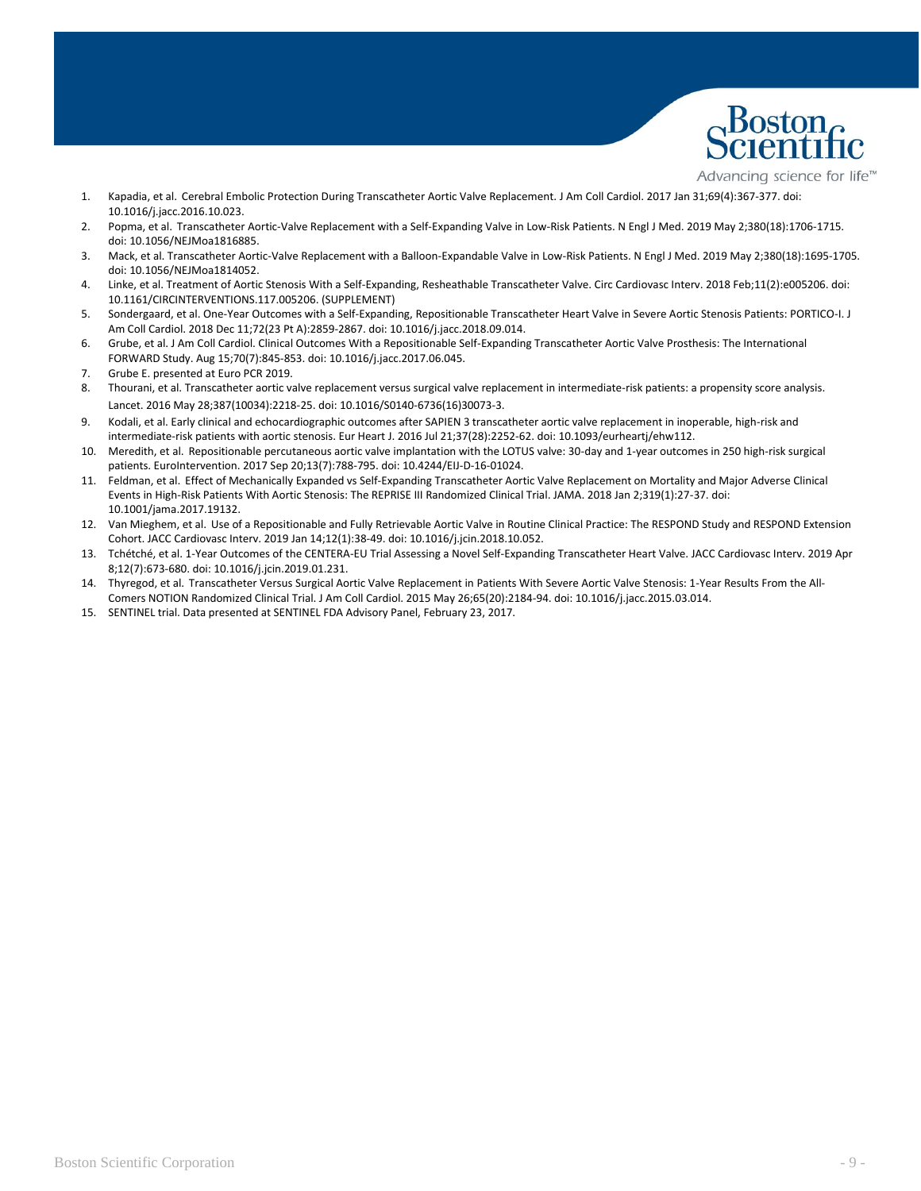1. Kapadia, et al. Cerebral Embolic Protection During Transcatheter Aortic Valve Replacement. J Am Coll Cardiol. 2017 Jan 31;69(4):367-377. doi: 10.1016/j.jacc.2016.10.023.
2. Popma, et al. Transcatheter Aortic-Valve Replacement with a Self-Expanding Valve in Low-Risk Patients. N Engl J Med. 2019 May 2;380(18):1706-1715. doi: 10.1056/NEJMoa1816885.
3. Mack, et al. Transcatheter Aortic-Valve Replacement with a Balloon-Expandable Valve in Low-Risk Patients. N Engl J Med. 2019 May 2;380(18):1695-1705. doi: 10.1056/NEJMoa1814052.
4. Linke, et al. Treatment of Aortic Stenosis With a Self-Expanding, Resheathable Transcatheter Valve. Circ Cardiovasc Interv. 2018 Feb;11(2):e005206. doi: 10.1161/CIRCINTERVENTIONS.117.005206. (SUPPLEMENT)
5. Sondergaard, et al. One-Year Outcomes with a Self-Expanding, Repositionable Transcatheter Heart Valve in Severe Aortic Stenosis Patients: PORTICO-I. J Am Coll Cardiol. 2018 Dec 11;72(23 Pt A):2859-2867. doi: 10.1016/j.jacc.2018.09.014.
6. Grube, et al. J Am Coll Cardiol. Clinical Outcomes With a Repositionable Self-Expanding Transcatheter Aortic Valve Prosthesis: The International FORWARD Study. Aug 15;70(7):845-853. doi: 10.1016/j.jacc.2017.06.045.
7. Grube E. presented at Euro PCR 2019.
8. Thourani, et al. Transcatheter aortic valve replacement versus surgical valve replacement in intermediate-risk patients: a propensity score analysis. Lancet. 2016 May 28;387(10034):2218-25. doi: 10.1016/S0140-6736(16)30073-3.
9. Kodali, et al. Early clinical and echocardiographic outcomes after SAPIEN 3 transcatheter aortic valve replacement in inoperable, high-risk and intermediate-risk patients with aortic stenosis. Eur Heart J. 2016 Jul 21;37(28):2252-62. doi: 10.1093/eurheartj/ehw112.
10. Meredith, et al. Repositionable percutaneous aortic valve implantation with the LOTUS valve: 30-day and 1-year outcomes in 250 high-risk surgical patients. EuroIntervention. 2017 Sep 20;13(7):788-795. doi: 10.4244/EIJ-D-16-01024.
11. Feldman, et al. Effect of Mechanically Expanded vs Self-Expanding Transcatheter Aortic Valve Replacement on Mortality and Major Adverse Clinical Events in High-Risk Patients With Aortic Stenosis: The REPRISE III Randomized Clinical Trial. JAMA. 2018 Jan 2;319(1):27-37. doi: 10.1001/jama.2017.19132.
12. Van Mieghem, et al. Use of a Repositionable and Fully Retrievable Aortic Valve in Routine Clinical Practice: The RESPOND Study and RESPOND Extension Cohort. JACC Cardiovasc Interv. 2019 Jan 14;12(1):38-49. doi: 10.1016/j.jcin.2018.10.052.
13. Tchétché, et al. 1-Year Outcomes of the CENTERA-EU Trial Assessing a Novel Self-Expanding Transcatheter Heart Valve. JACC Cardiovasc Interv. 2019 Apr 8;12(7):673-680. doi: 10.1016/j.jcin.2019.01.231.
14. Thyregod, et al. Transcatheter Versus Surgical Aortic Valve Replacement in Patients With Severe Aortic Valve Stenosis: 1-Year Results From the All-Comers NOTION Randomized Clinical Trial. J Am Coll Cardiol. 2015 May 26;65(20):2184-94. doi: 10.1016/j.jacc.2015.03.014.
15. SENTINEL trial. Data presented at SENTINEL FDA Advisory Panel, February 23, 2017.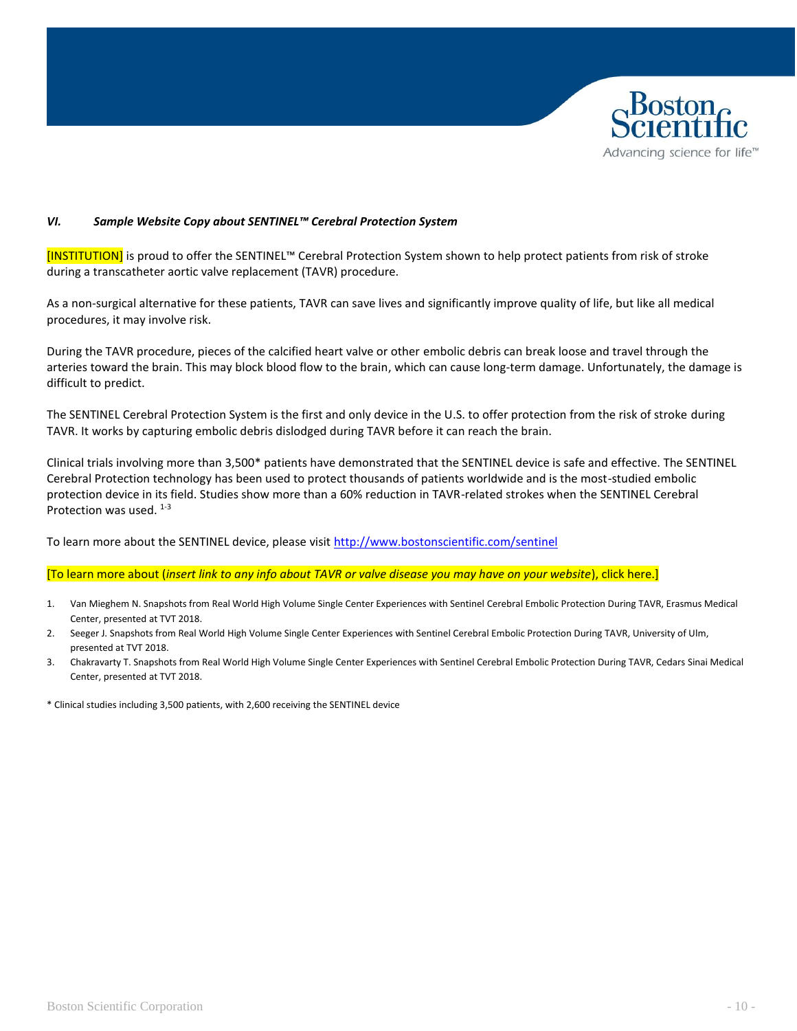### *VI. Sample Website Copy about SENTINEL™ Cerebral Protection System*

[INSTITUTION] is proud to offer the SENTINEL™ Cerebral Protection System shown to help protect patients from risk of stroke during a transcatheter aortic valve replacement (TAVR) procedure.

As a non-surgical alternative for these patients, TAVR can save lives and significantly improve quality of life, but like all medical procedures, it may involve risk.

During the TAVR procedure, pieces of the calcified heart valve or other embolic debris can break loose and travel through the arteries toward the brain. This may block blood flow to the brain, which can cause long-term damage. Unfortunately, the damage is difficult to predict.

The SENTINEL Cerebral Protection System is the first and only device in the U.S. to offer protection from the risk of stroke during TAVR. It works by capturing embolic debris dislodged during TAVR before it can reach the brain.

Clinical trials involving more than 3,500* patients have demonstrated that the SENTINEL device is safe and effective. The SENTINEL Cerebral Protection technology has been used to protect thousands of patients worldwide and is the most-studied embolic protection device in its field. Studies show more than a 60% reduction in TAVR-related strokes when the SENTINEL Cerebral Protection was used. [1-3]

To learn more about the SENTINEL device, please visit http://www.bostonscientific.com/sentinel

[To learn more about (*insert link to any info about TAVR or valve disease you may have on your website*), click here.]

1. Van Mieghem N. Snapshots from Real World High Volume Single Center Experiences with Sentinel Cerebral Embolic Protection During TAVR, Erasmus Medical Center, presented at TVT 2018.
2. Seeger J. Snapshots from Real World High Volume Single Center Experiences with Sentinel Cerebral Embolic Protection During TAVR, University of Ulm, presented at TVT 2018.
3. Chakravarty T. Snapshots from Real World High Volume Single Center Experiences with Sentinel Cerebral Embolic Protection During TAVR, Cedars Sinai Medical Center, presented at TVT 2018.

\* Clinical studies including 3,500 patients, with 2,600 receiving the SENTINEL device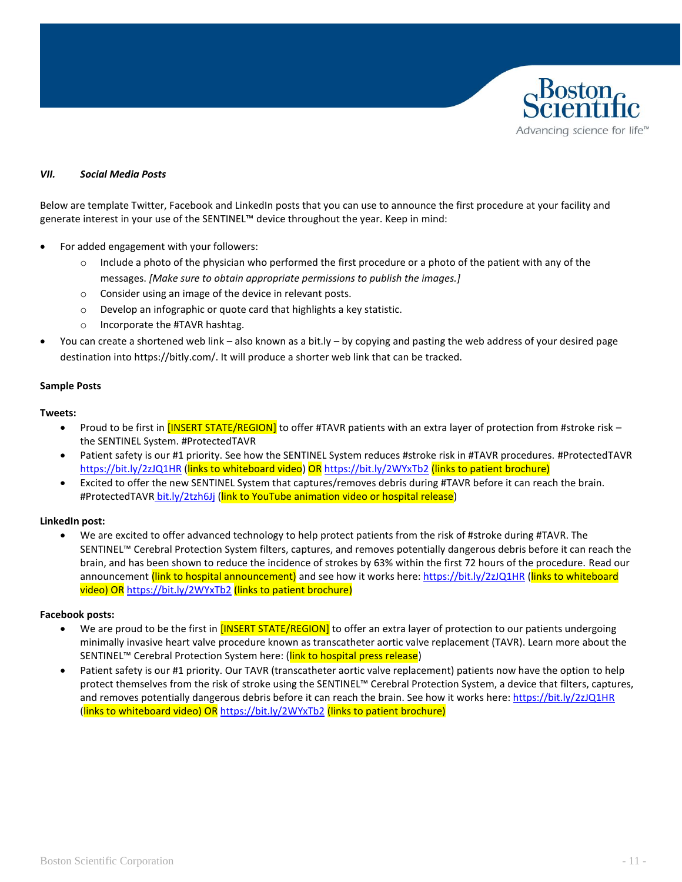## VII. *Social Media Posts*

Below are template Twitter, Facebook and LinkedIn posts that you can use to announce the first procedure at your facility and generate interest in your use of the SENTINEL™ device throughout the year. Keep in mind:

- For added engagement with your followers:
  - Include a photo of the physician who performed the first procedure or a photo of the patient with any of the messages. *[Make sure to obtain appropriate permissions to publish the images.]*
  - Consider using an image of the device in relevant posts.
  - Develop an infographic or quote card that highlights a key statistic.
  - Incorporate the #TAVR hashtag.
- You can create a shortened web link – also known as a bit.ly – by copying and pasting the web address of your desired page destination into https://bitly.com/. It will produce a shorter web link that can be tracked.

**Sample Posts**

**Tweets:**

- Proud to be first in [INSERT STATE/REGION] to offer #TAVR patients with an extra layer of protection from #stroke risk – the SENTINEL System. #ProtectedTAVR
- Patient safety is our #1 priority. See how the SENTINEL System reduces #stroke risk in #TAVR procedures. #ProtectedTAVR https://bit.ly/2zJQ1HR (links to whiteboard video) OR https://bit.ly/2WYxTb2 (links to patient brochure)
- Excited to offer the new SENTINEL System that captures/removes debris during #TAVR before it can reach the brain. #ProtectedTAVR bit.ly/2tzh6Jj (link to YouTube animation video or hospital release)

**LinkedIn post:**

- We are excited to offer advanced technology to help protect patients from the risk of #stroke during #TAVR. The SENTINEL™ Cerebral Protection System filters, captures, and removes potentially dangerous debris before it can reach the brain, and has been shown to reduce the incidence of strokes by 63% within the first 72 hours of the procedure. Read our announcement (link to hospital announcement) and see how it works here: https://bit.ly/2zJQ1HR (links to whiteboard video) OR https://bit.ly/2WYxTb2 (links to patient brochure)

**Facebook posts:**

- We are proud to be the first in [INSERT STATE/REGION] to offer an extra layer of protection to our patients undergoing minimally invasive heart valve procedure known as transcatheter aortic valve replacement (TAVR). Learn more about the SENTINEL™ Cerebral Protection System here: (link to hospital press release)
- Patient safety is our #1 priority. Our TAVR (transcatheter aortic valve replacement) patients now have the option to help protect themselves from the risk of stroke using the SENTINEL™ Cerebral Protection System, a device that filters, captures, and removes potentially dangerous debris before it can reach the brain. See how it works here: https://bit.ly/2zJQ1HR (links to whiteboard video) OR https://bit.ly/2WYxTb2 (links to patient brochure)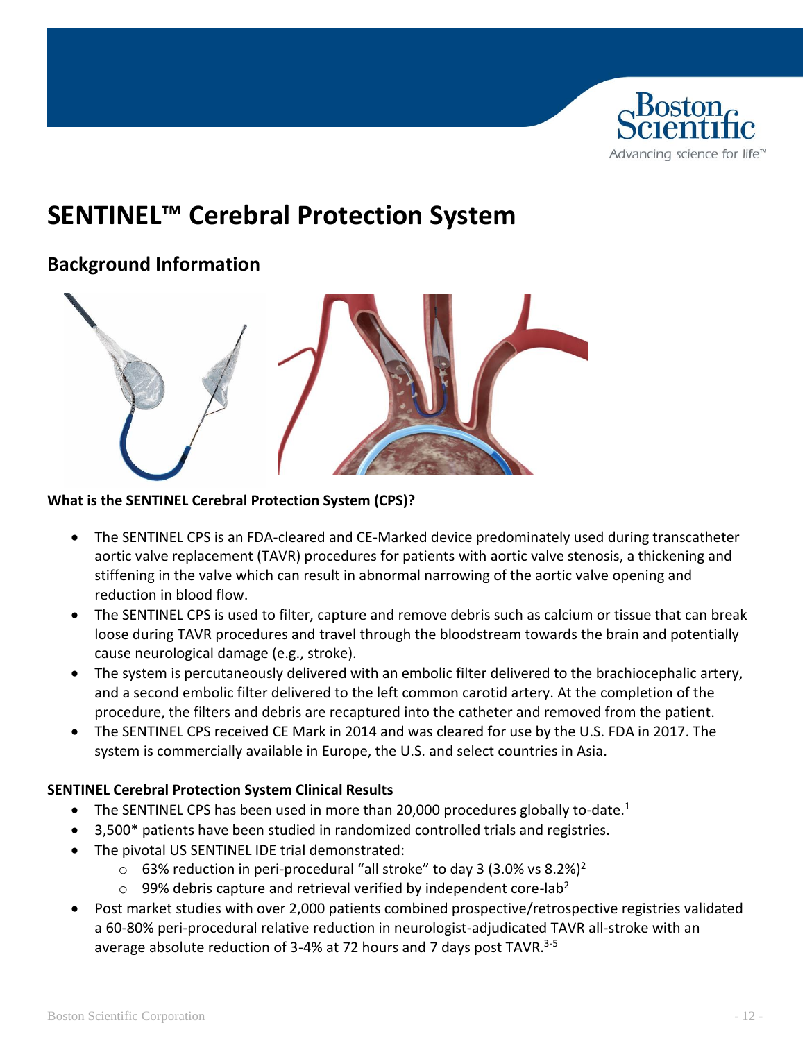# SENTINEL™ Cerebral Protection System

## Background Information

**What is the SENTINEL Cerebral Protection System (CPS)?**

- The SENTINEL CPS is an FDA-cleared and CE-Marked device predominately used during transcatheter aortic valve replacement (TAVR) procedures for patients with aortic valve stenosis, a thickening and stiffening in the valve which can result in abnormal narrowing of the aortic valve opening and reduction in blood flow.
- The SENTINEL CPS is used to filter, capture and remove debris such as calcium or tissue that can break loose during TAVR procedures and travel through the bloodstream towards the brain and potentially cause neurological damage (e.g., stroke).
- The system is percutaneously delivered with an embolic filter delivered to the brachiocephalic artery, and a second embolic filter delivered to the left common carotid artery. At the completion of the procedure, the filters and debris are recaptured into the catheter and removed from the patient.
- The SENTINEL CPS received CE Mark in 2014 and was cleared for use by the U.S. FDA in 2017. The system is commercially available in Europe, the U.S. and select countries in Asia.

**SENTINEL Cerebral Protection System Clinical Results**

- The SENTINEL CPS has been used in more than 20,000 procedures globally to-date.[1]
- 3,500* patients have been studied in randomized controlled trials and registries.
- The pivotal US SENTINEL IDE trial demonstrated:
  - 63% reduction in peri-procedural "all stroke" to day 3 (3.0% vs 8.2%)[2]
  - 99% debris capture and retrieval verified by independent core-lab[2]
- Post market studies with over 2,000 patients combined prospective/retrospective registries validated a 60-80% peri-procedural relative reduction in neurologist-adjudicated TAVR all-stroke with an average absolute reduction of 3-4% at 72 hours and 7 days post TAVR.[3-5]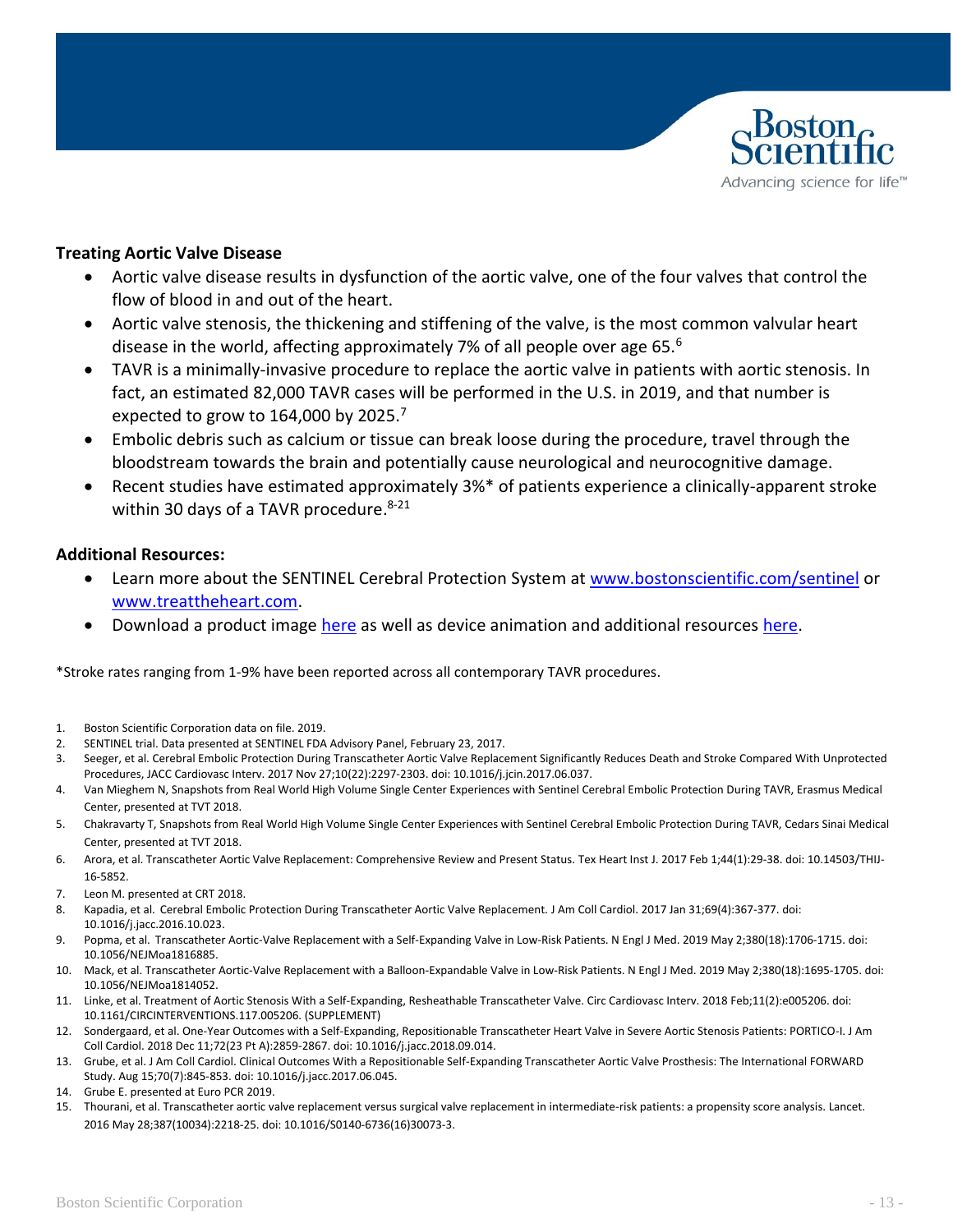**Treating Aortic Valve Disease**

- Aortic valve disease results in dysfunction of the aortic valve, one of the four valves that control the flow of blood in and out of the heart.
- Aortic valve stenosis, the thickening and stiffening of the valve, is the most common valvular heart disease in the world, affecting approximately 7% of all people over age 65.[6]
- TAVR is a minimally-invasive procedure to replace the aortic valve in patients with aortic stenosis. In fact, an estimated 82,000 TAVR cases will be performed in the U.S. in 2019, and that number is expected to grow to 164,000 by 2025.[7]
- Embolic debris such as calcium or tissue can break loose during the procedure, travel through the bloodstream towards the brain and potentially cause neurological and neurocognitive damage.
- Recent studies have estimated approximately 3%* of patients experience a clinically-apparent stroke within 30 days of a TAVR procedure.[8-21]

**Additional Resources:**

- Learn more about the SENTINEL Cerebral Protection System at www.bostonscientific.com/sentinel or www.treattheheart.com.
- Download a product image here as well as device animation and additional resources here.

*Stroke rates ranging from 1-9% have been reported across all contemporary TAVR procedures.

1. Boston Scientific Corporation data on file. 2019.
2. SENTINEL trial. Data presented at SENTINEL FDA Advisory Panel, February 23, 2017.
3. Seeger, et al. Cerebral Embolic Protection During Transcatheter Aortic Valve Replacement Significantly Reduces Death and Stroke Compared With Unprotected Procedures, JACC Cardiovasc Interv. 2017 Nov 27;10(22):2297-2303. doi: 10.1016/j.jcin.2017.06.037.
4. Van Mieghem N, Snapshots from Real World High Volume Single Center Experiences with Sentinel Cerebral Embolic Protection During TAVR, Erasmus Medical Center, presented at TVT 2018.
5. Chakravarty T, Snapshots from Real World High Volume Single Center Experiences with Sentinel Cerebral Embolic Protection During TAVR, Cedars Sinai Medical Center, presented at TVT 2018.
6. Arora, et al. Transcatheter Aortic Valve Replacement: Comprehensive Review and Present Status. Tex Heart Inst J. 2017 Feb 1;44(1):29-38. doi: 10.14503/THIJ-16-5852.
7. Leon M. presented at CRT 2018.
8. Kapadia, et al. Cerebral Embolic Protection During Transcatheter Aortic Valve Replacement. J Am Coll Cardiol. 2017 Jan 31;69(4):367-377. doi: 10.1016/j.jacc.2016.10.023.
9. Popma, et al. Transcatheter Aortic-Valve Replacement with a Self-Expanding Valve in Low-Risk Patients. N Engl J Med. 2019 May 2;380(18):1706-1715. doi: 10.1056/NEJMoa1816885.
10. Mack, et al. Transcatheter Aortic-Valve Replacement with a Balloon-Expandable Valve in Low-Risk Patients. N Engl J Med. 2019 May 2;380(18):1695-1705. doi: 10.1056/NEJMoa1814052.
11. Linke, et al. Treatment of Aortic Stenosis With a Self-Expanding, Resheathable Transcatheter Valve. Circ Cardiovasc Interv. 2018 Feb;11(2):e005206. doi: 10.1161/CIRCINTERVENTIONS.117.005206. (SUPPLEMENT)
12. Sondergaard, et al. One-Year Outcomes with a Self-Expanding, Repositionable Transcatheter Heart Valve in Severe Aortic Stenosis Patients: PORTICO-I. J Am Coll Cardiol. 2018 Dec 11;72(23 Pt A):2859-2867. doi: 10.1016/j.jacc.2018.09.014.
13. Grube, et al. J Am Coll Cardiol. Clinical Outcomes With a Repositionable Self-Expanding Transcatheter Aortic Valve Prosthesis: The International FORWARD Study. Aug 15;70(7):845-853. doi: 10.1016/j.jacc.2017.06.045.
14. Grube E. presented at Euro PCR 2019.
15. Thourani, et al. Transcatheter aortic valve replacement versus surgical valve replacement in intermediate-risk patients: a propensity score analysis. Lancet. 2016 May 28;387(10034):2218-25. doi: 10.1016/S0140-6736(16)30073-3.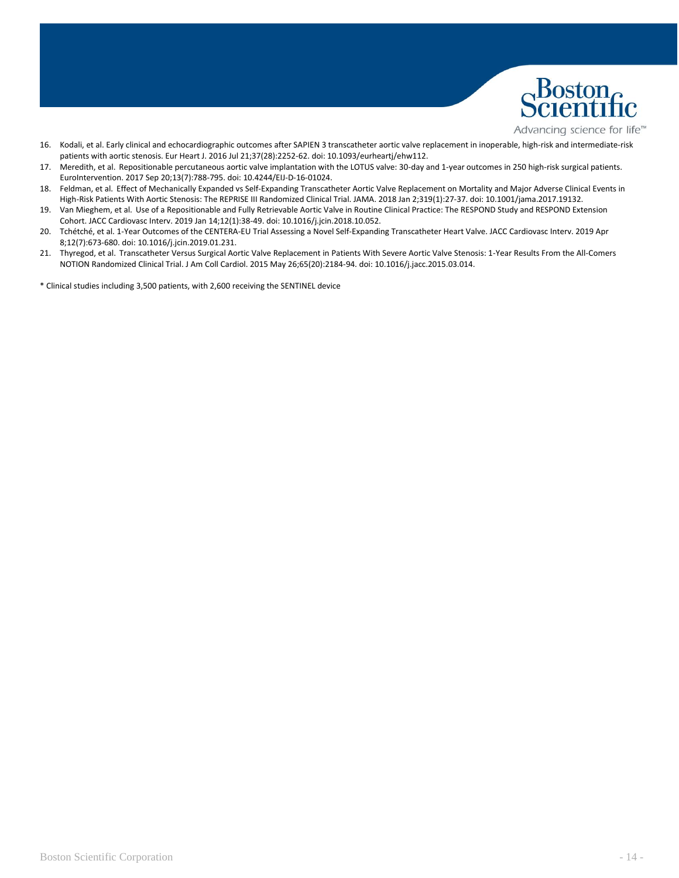16. Kodali, et al. Early clinical and echocardiographic outcomes after SAPIEN 3 transcatheter aortic valve replacement in inoperable, high-risk and intermediate-risk patients with aortic stenosis. Eur Heart J. 2016 Jul 21;37(28):2252-62. doi: 10.1093/eurheartj/ehw112.
17. Meredith, et al. Repositionable percutaneous aortic valve implantation with the LOTUS valve: 30-day and 1-year outcomes in 250 high-risk surgical patients. EuroIntervention. 2017 Sep 20;13(7):788-795. doi: 10.4244/EIJ-D-16-01024.
18. Feldman, et al. Effect of Mechanically Expanded vs Self-Expanding Transcatheter Aortic Valve Replacement on Mortality and Major Adverse Clinical Events in High-Risk Patients With Aortic Stenosis: The REPRISE III Randomized Clinical Trial. JAMA. 2018 Jan 2;319(1):27-37. doi: 10.1001/jama.2017.19132.
19. Van Mieghem, et al. Use of a Repositionable and Fully Retrievable Aortic Valve in Routine Clinical Practice: The RESPOND Study and RESPOND Extension Cohort. JACC Cardiovasc Interv. 2019 Jan 14;12(1):38-49. doi: 10.1016/j.jcin.2018.10.052.
20. Tchétché, et al. 1-Year Outcomes of the CENTERA-EU Trial Assessing a Novel Self-Expanding Transcatheter Heart Valve. JACC Cardiovasc Interv. 2019 Apr 8;12(7):673-680. doi: 10.1016/j.jcin.2019.01.231.
21. Thyregod, et al. Transcatheter Versus Surgical Aortic Valve Replacement in Patients With Severe Aortic Valve Stenosis: 1-Year Results From the All-Comers NOTION Randomized Clinical Trial. J Am Coll Cardiol. 2015 May 26;65(20):2184-94. doi: 10.1016/j.jacc.2015.03.014.

* Clinical studies including 3,500 patients, with 2,600 receiving the SENTINEL device